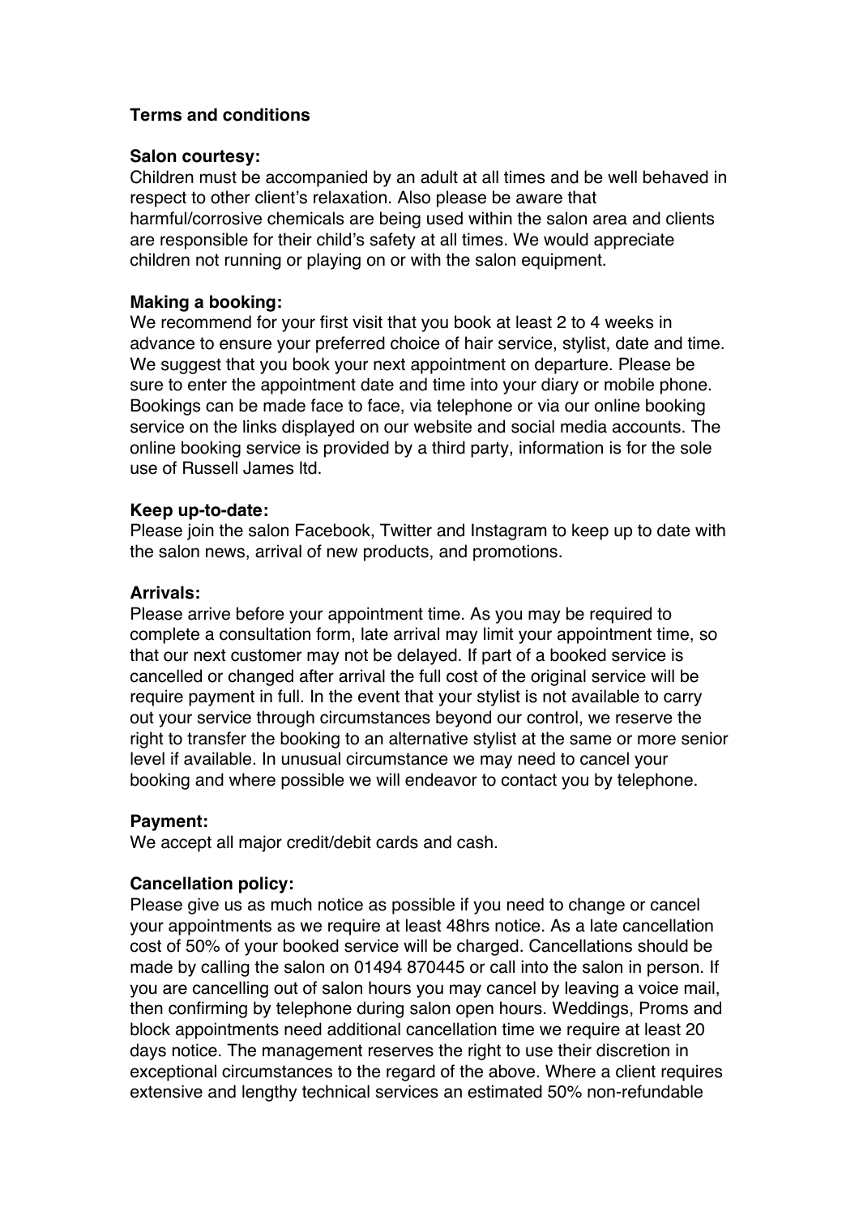**Terms and conditions**

**Salon courtesy:**
Children must be accompanied by an adult at all times and be well behaved in respect to other client's relaxation. Also please be aware that harmful/corrosive chemicals are being used within the salon area and clients are responsible for their child's safety at all times. We would appreciate children not running or playing on or with the salon equipment.

**Making a booking:**
We recommend for your first visit that you book at least 2 to 4 weeks in advance to ensure your preferred choice of hair service, stylist, date and time. We suggest that you book your next appointment on departure. Please be sure to enter the appointment date and time into your diary or mobile phone. Bookings can be made face to face, via telephone or via our online booking service on the links displayed on our website and social media accounts. The online booking service is provided by a third party, information is for the sole use of Russell James ltd.

**Keep up-to-date:**
Please join the salon Facebook, Twitter and Instagram to keep up to date with the salon news, arrival of new products, and promotions.

**Arrivals:**
Please arrive before your appointment time. As you may be required to complete a consultation form, late arrival may limit your appointment time, so that our next customer may not be delayed. If part of a booked service is cancelled or changed after arrival the full cost of the original service will be require payment in full. In the event that your stylist is not available to carry out your service through circumstances beyond our control, we reserve the right to transfer the booking to an alternative stylist at the same or more senior level if available. In unusual circumstance we may need to cancel your booking and where possible we will endeavor to contact you by telephone.

**Payment:**
We accept all major credit/debit cards and cash.

**Cancellation policy:**
Please give us as much notice as possible if you need to change or cancel your appointments as we require at least 48hrs notice. As a late cancellation cost of 50% of your booked service will be charged. Cancellations should be made by calling the salon on 01494 870445 or call into the salon in person. If you are cancelling out of salon hours you may cancel by leaving a voice mail, then confirming by telephone during salon open hours. Weddings, Proms and block appointments need additional cancellation time we require at least 20 days notice. The management reserves the right to use their discretion in exceptional circumstances to the regard of the above. Where a client requires extensive and lengthy technical services an estimated 50% non-refundable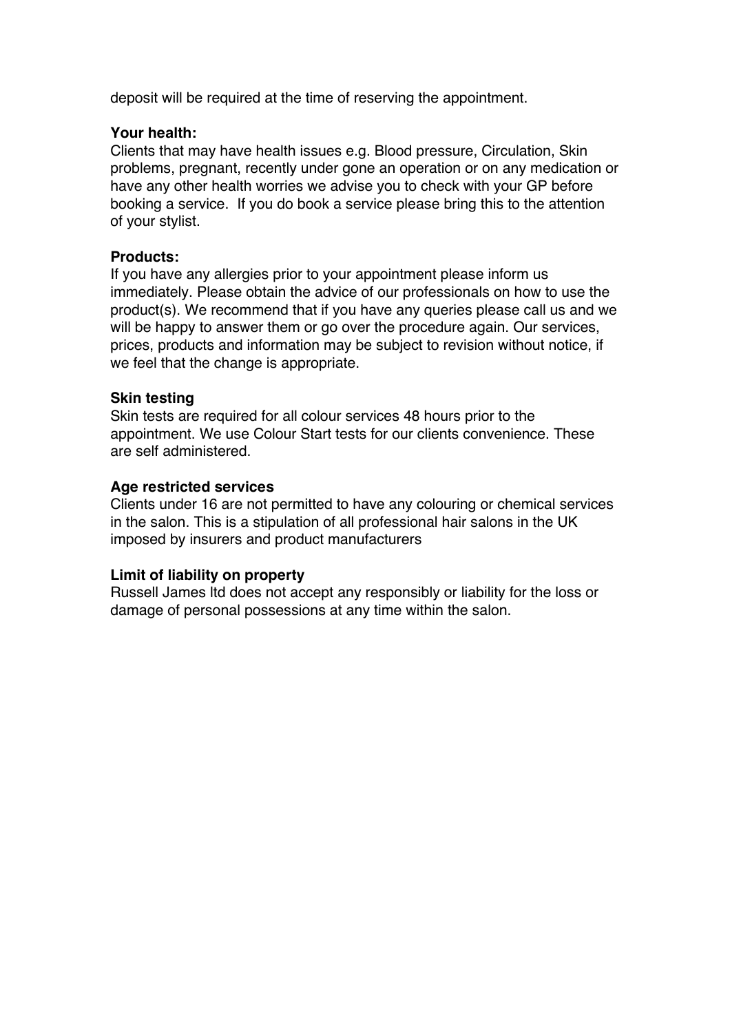deposit will be required at the time of reserving the appointment.

**Your health:**
Clients that may have health issues e.g. Blood pressure, Circulation, Skin problems, pregnant, recently under gone an operation or on any medication or have any other health worries we advise you to check with your GP before booking a service. If you do book a service please bring this to the attention of your stylist.

**Products:**
If you have any allergies prior to your appointment please inform us immediately. Please obtain the advice of our professionals on how to use the product(s). We recommend that if you have any queries please call us and we will be happy to answer them or go over the procedure again. Our services, prices, products and information may be subject to revision without notice, if we feel that the change is appropriate.

**Skin testing**
Skin tests are required for all colour services 48 hours prior to the appointment. We use Colour Start tests for our clients convenience. These are self administered.

**Age restricted services**
Clients under 16 are not permitted to have any colouring or chemical services in the salon. This is a stipulation of all professional hair salons in the UK imposed by insurers and product manufacturers

**Limit of liability on property**
Russell James ltd does not accept any responsibly or liability for the loss or damage of personal possessions at any time within the salon.